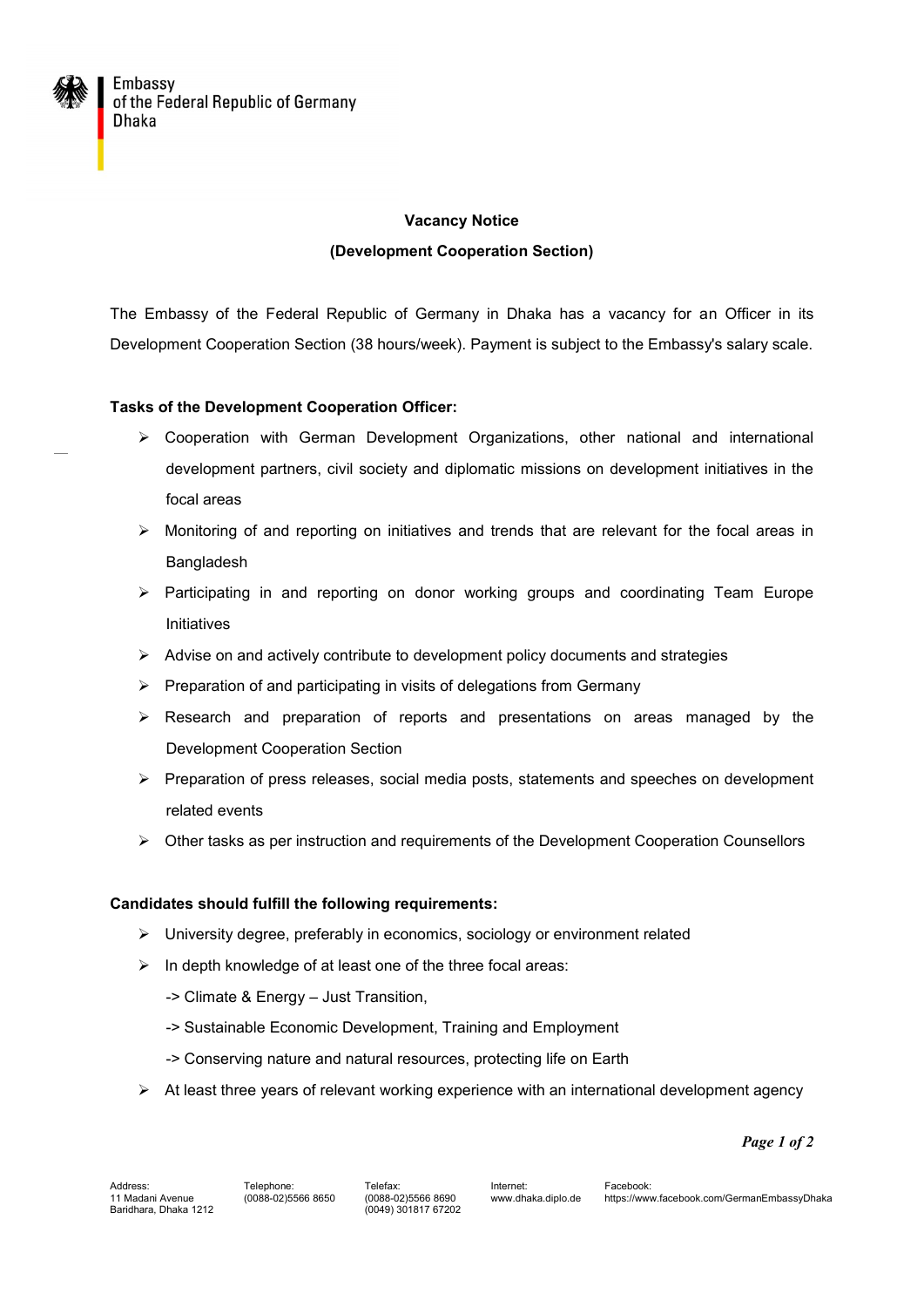Embassy
of the Federal Republic of Germany
Dhaka

## Vacancy Notice

## (Development Cooperation Section)

The Embassy of the Federal Republic of Germany in Dhaka has a vacancy for an Officer in its Development Cooperation Section (38 hours/week). Payment is subject to the Embassy's salary scale.

**Tasks of the Development Cooperation Officer:**

- Cooperation with German Development Organizations, other national and international development partners, civil society and diplomatic missions on development initiatives in the focal areas
- Monitoring of and reporting on initiatives and trends that are relevant for the focal areas in Bangladesh
- Participating in and reporting on donor working groups and coordinating Team Europe Initiatives
- Advise on and actively contribute to development policy documents and strategies
- Preparation of and participating in visits of delegations from Germany
- Research and preparation of reports and presentations on areas managed by the Development Cooperation Section
- Preparation of press releases, social media posts, statements and speeches on development related events
- Other tasks as per instruction and requirements of the Development Cooperation Counsellors

**Candidates should fulfill the following requirements:**

- University degree, preferably in economics, sociology or environment related
- In depth knowledge of at least one of the three focal areas:
  - -> Climate & Energy – Just Transition,
  - -> Sustainable Economic Development, Training and Employment
  - -> Conserving nature and natural resources, protecting life on Earth
- At least three years of relevant working experience with an international development agency

Address:
11 Madani Avenue
Baridhara, Dhaka 1212

Telephone:
(0088-02)5566 8650

Telefax:
(0088-02)5566 8690
(0049) 301817 67202

Internet:
www.dhaka.diplo.de

Facebook:
https://www.facebook.com/GermanEmbassyDhaka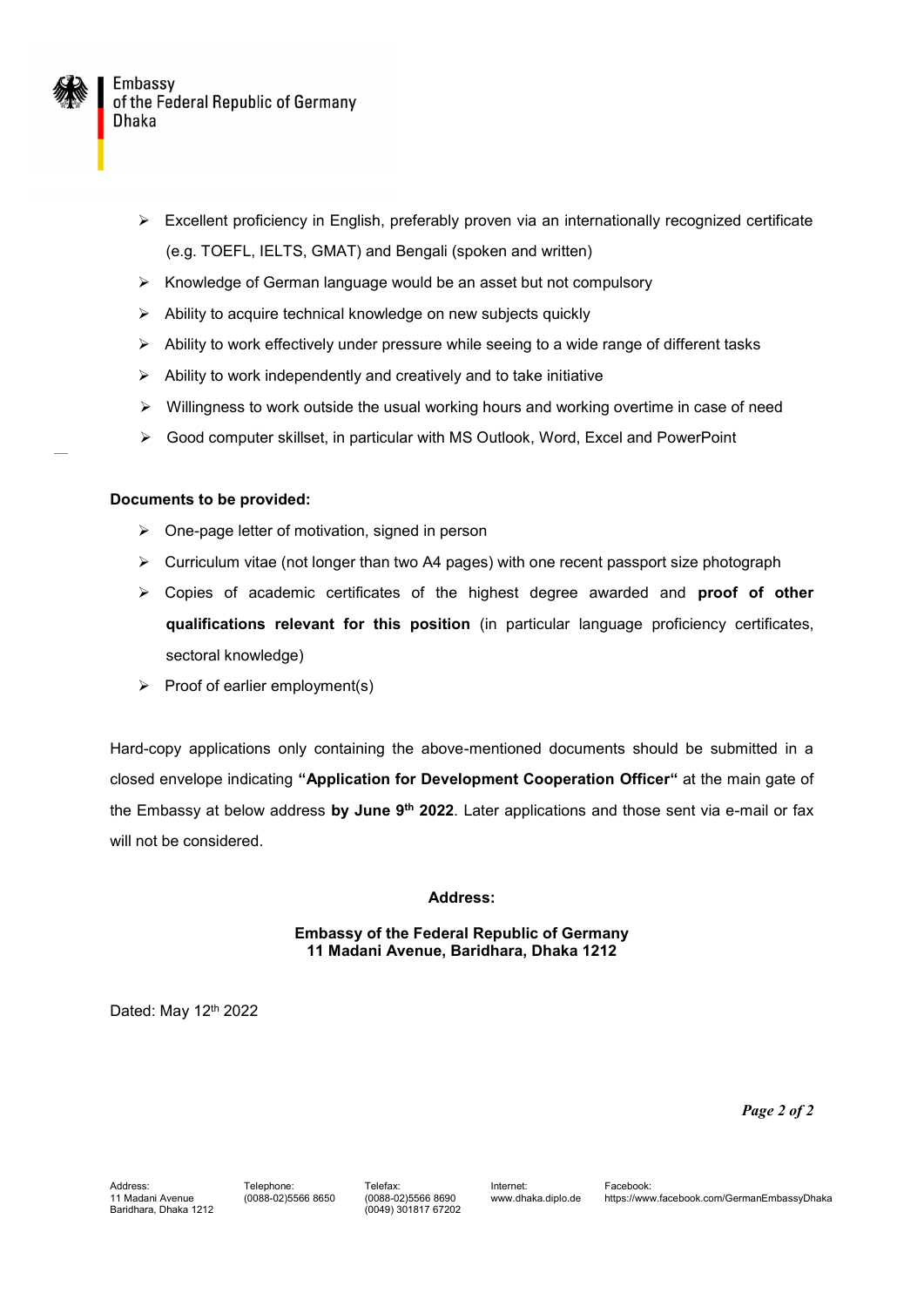- Excellent proficiency in English, preferably proven via an internationally recognized certificate (e.g. TOEFL, IELTS, GMAT) and Bengali (spoken and written)
- Knowledge of German language would be an asset but not compulsory
- Ability to acquire technical knowledge on new subjects quickly
- Ability to work effectively under pressure while seeing to a wide range of different tasks
- Ability to work independently and creatively and to take initiative
- Willingness to work outside the usual working hours and working overtime in case of need
- Good computer skillset, in particular with MS Outlook, Word, Excel and PowerPoint

**Documents to be provided:**

- One-page letter of motivation, signed in person
- Curriculum vitae (not longer than two A4 pages) with one recent passport size photograph
- Copies of academic certificates of the highest degree awarded and **proof of other qualifications relevant for this position** (in particular language proficiency certificates, sectoral knowledge)
- Proof of earlier employment(s)

Hard-copy applications only containing the above-mentioned documents should be submitted in a closed envelope indicating **"Application for Development Cooperation Officer"** at the main gate of the Embassy at below address **by June 9th 2022**. Later applications and those sent via e-mail or fax will not be considered.

**Address:**

**Embassy of the Federal Republic of Germany**
**11 Madani Avenue, Baridhara, Dhaka 1212**

Dated: May 12th 2022